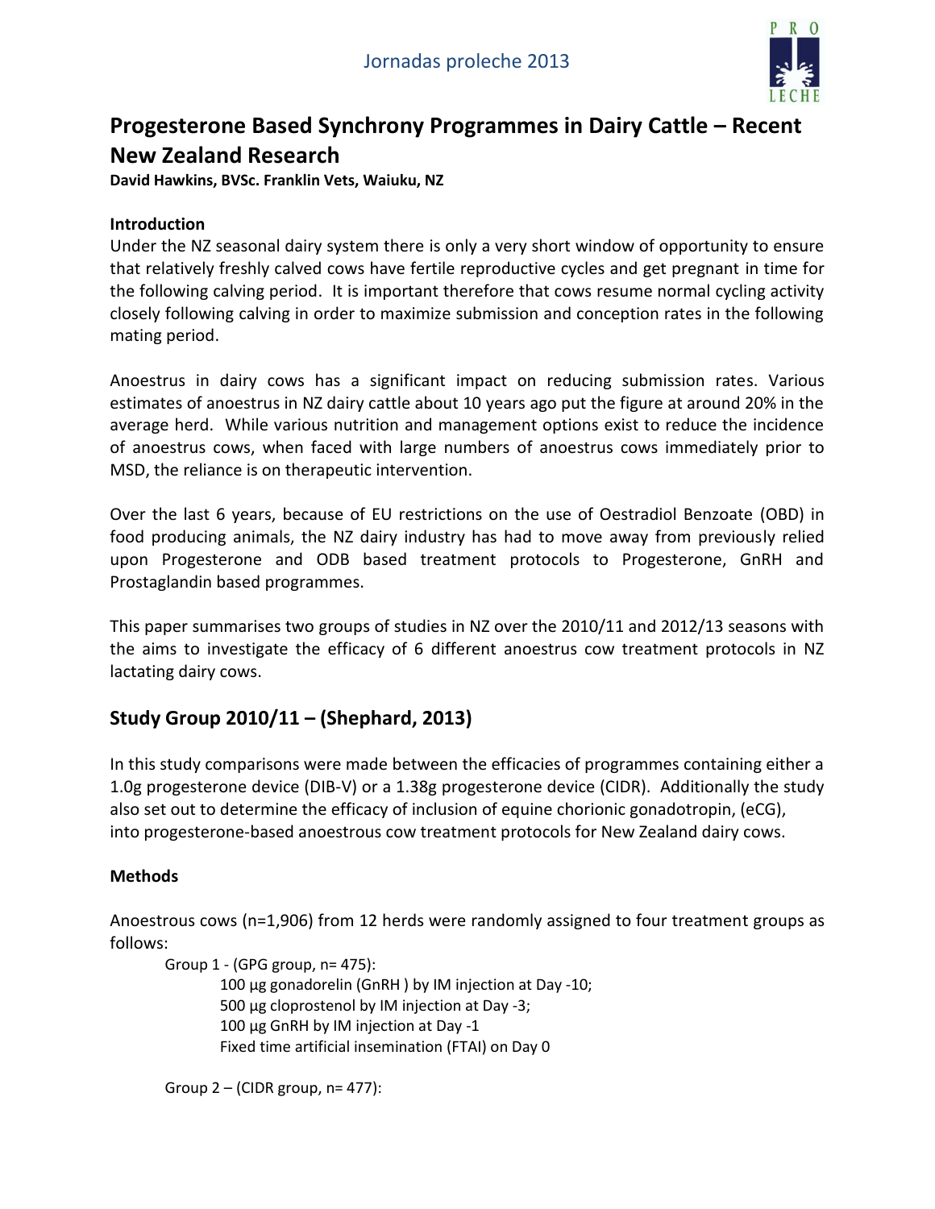# Progesterone Based Synchrony Programmes in Dairy Cattle – Recent New Zealand Research

**David Hawkins, BVSc. Franklin Vets, Waiuku, NZ**

**Introduction**

Under the NZ seasonal dairy system there is only a very short window of opportunity to ensure that relatively freshly calved cows have fertile reproductive cycles and get pregnant in time for the following calving period. It is important therefore that cows resume normal cycling activity closely following calving in order to maximize submission and conception rates in the following mating period.

Anoestrus in dairy cows has a significant impact on reducing submission rates. Various estimates of anoestrus in NZ dairy cattle about 10 years ago put the figure at around 20% in the average herd. While various nutrition and management options exist to reduce the incidence of anoestrus cows, when faced with large numbers of anoestrus cows immediately prior to MSD, the reliance is on therapeutic intervention.

Over the last 6 years, because of EU restrictions on the use of Oestradiol Benzoate (OBD) in food producing animals, the NZ dairy industry has had to move away from previously relied upon Progesterone and ODB based treatment protocols to Progesterone, GnRH and Prostaglandin based programmes.

This paper summarises two groups of studies in NZ over the 2010/11 and 2012/13 seasons with the aims to investigate the efficacy of 6 different anoestrus cow treatment protocols in NZ lactating dairy cows.

## Study Group 2010/11 – (Shephard, 2013)

In this study comparisons were made between the efficacies of programmes containing either a 1.0g progesterone device (DIB-V) or a 1.38g progesterone device (CIDR). Additionally the study also set out to determine the efficacy of inclusion of equine chorionic gonadotropin, (eCG), into progesterone-based anoestrous cow treatment protocols for New Zealand dairy cows.

**Methods**

Anoestrous cows (n=1,906) from 12 herds were randomly assigned to four treatment groups as follows:

Group 1 - (GPG group, n= 475):
- 100 µg gonadorelin (GnRH ) by IM injection at Day -10;
- 500 µg cloprostenol by IM injection at Day -3;
- 100 µg GnRH by IM injection at Day -1
- Fixed time artificial insemination (FTAI) on Day 0

Group 2 – (CIDR group, n= 477):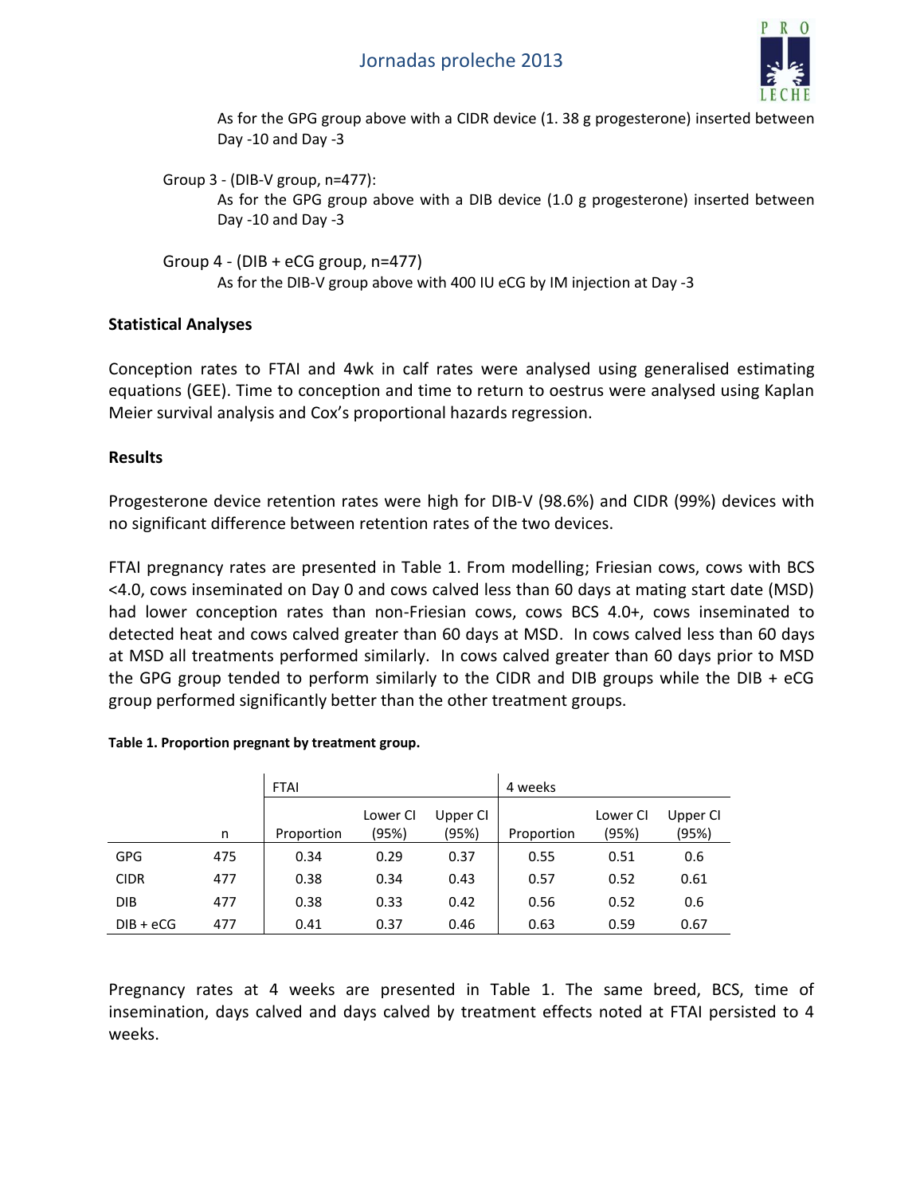As for the GPG group above with a CIDR device (1. 38 g progesterone) inserted between Day -10 and Day -3

Group 3 - (DIB-V group, n=477):

As for the GPG group above with a DIB device (1.0 g progesterone) inserted between Day -10 and Day -3

Group 4 - (DIB + eCG group, n=477)

As for the DIB-V group above with 400 IU eCG by IM injection at Day -3

**Statistical Analyses**

Conception rates to FTAI and 4wk in calf rates were analysed using generalised estimating equations (GEE). Time to conception and time to return to oestrus were analysed using Kaplan Meier survival analysis and Cox's proportional hazards regression.

**Results**

Progesterone device retention rates were high for DIB-V (98.6%) and CIDR (99%) devices with no significant difference between retention rates of the two devices.

FTAI pregnancy rates are presented in Table 1. From modelling; Friesian cows, cows with BCS <4.0, cows inseminated on Day 0 and cows calved less than 60 days at mating start date (MSD) had lower conception rates than non-Friesian cows, cows BCS 4.0+, cows inseminated to detected heat and cows calved greater than 60 days at MSD. In cows calved less than 60 days at MSD all treatments performed similarly. In cows calved greater than 60 days prior to MSD the GPG group tended to perform similarly to the CIDR and DIB groups while the DIB + eCG group performed significantly better than the other treatment groups.

**Table 1. Proportion pregnant by treatment group.**

| | | FTAI | | | 4 weeks | | |
|---|---|---|---|---|---|---|---|
| | n | Proportion | Lower CI (95%) | Upper CI (95%) | Proportion | Lower CI (95%) | Upper CI (95%) |
| GPG | 475 | 0.34 | 0.29 | 0.37 | 0.55 | 0.51 | 0.6 |
| CIDR | 477 | 0.38 | 0.34 | 0.43 | 0.57 | 0.52 | 0.61 |
| DIB | 477 | 0.38 | 0.33 | 0.42 | 0.56 | 0.52 | 0.6 |
| DIB + eCG | 477 | 0.41 | 0.37 | 0.46 | 0.63 | 0.59 | 0.67 |

Pregnancy rates at 4 weeks are presented in Table 1. The same breed, BCS, time of insemination, days calved and days calved by treatment effects noted at FTAI persisted to 4 weeks.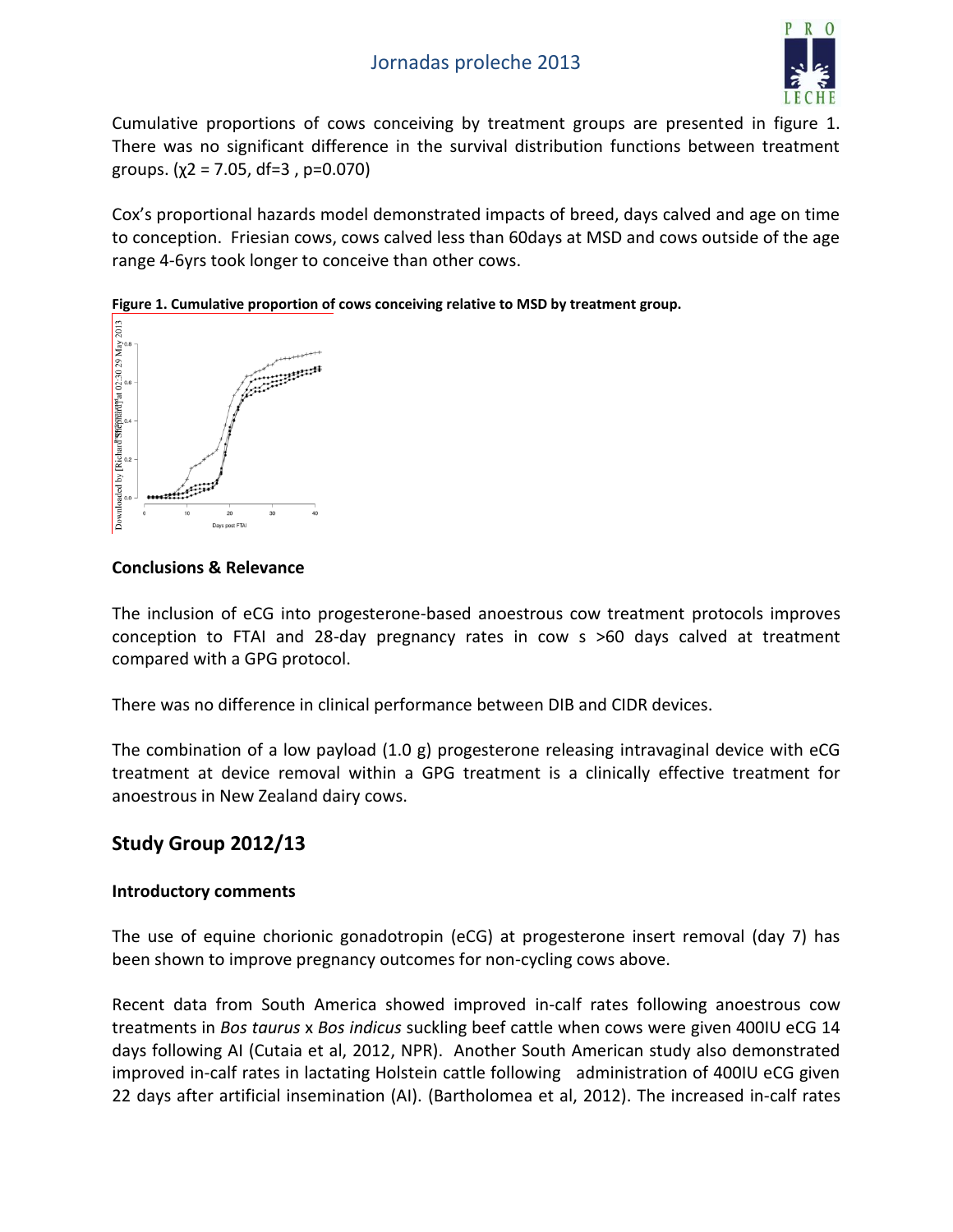Cumulative proportions of cows conceiving by treatment groups are presented in figure 1. There was no significant difference in the survival distribution functions between treatment groups. ($\chi2$ = 7.05, df=3 , p=0.070)

Cox's proportional hazards model demonstrated impacts of breed, days calved and age on time to conception. Friesian cows, cows calved less than 60days at MSD and cows outside of the age range 4-6yrs took longer to conceive than other cows.

**Figure 1. Cumulative proportion of cows conceiving relative to MSD by treatment group.**

### Conclusions & Relevance

The inclusion of eCG into progesterone-based anoestrous cow treatment protocols improves conception to FTAI and 28-day pregnancy rates in cow s >60 days calved at treatment compared with a GPG protocol.

There was no difference in clinical performance between DIB and CIDR devices.

The combination of a low payload (1.0 g) progesterone releasing intravaginal device with eCG treatment at device removal within a GPG treatment is a clinically effective treatment for anoestrous in New Zealand dairy cows.

## Study Group 2012/13

### Introductory comments

The use of equine chorionic gonadotropin (eCG) at progesterone insert removal (day 7) has been shown to improve pregnancy outcomes for non-cycling cows above.

Recent data from South America showed improved in-calf rates following anoestrous cow treatments in *Bos taurus* x *Bos indicus* suckling beef cattle when cows were given 400IU eCG 14 days following AI (Cutaia et al, 2012, NPR). Another South American study also demonstrated improved in-calf rates in lactating Holstein cattle following administration of 400IU eCG given 22 days after artificial insemination (AI). (Bartholomea et al, 2012). The increased in-calf rates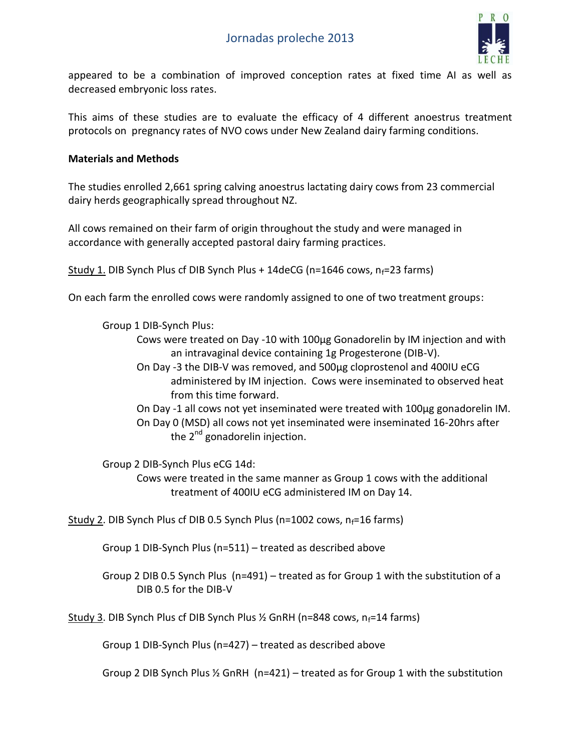appeared to be a combination of improved conception rates at fixed time AI as well as decreased embryonic loss rates.

This aims of these studies are to evaluate the efficacy of 4 different anoestrus treatment protocols on pregnancy rates of NVO cows under New Zealand dairy farming conditions.

**Materials and Methods**

The studies enrolled 2,661 spring calving anoestrus lactating dairy cows from 23 commercial dairy herds geographically spread throughout NZ.

All cows remained on their farm of origin throughout the study and were managed in accordance with generally accepted pastoral dairy farming practices.

Study 1. DIB Synch Plus cf DIB Synch Plus + 14deCG (n=1646 cows, $n_f$=23 farms)

On each farm the enrolled cows were randomly assigned to one of two treatment groups:

Group 1 DIB-Synch Plus:

- Cows were treated on Day -10 with 100µg Gonadorelin by IM injection and with an intravaginal device containing 1g Progesterone (DIB-V).
- On Day -3 the DIB-V was removed, and 500µg cloprostenol and 400IU eCG administered by IM injection. Cows were inseminated to observed heat from this time forward.
- On Day -1 all cows not yet inseminated were treated with 100µg gonadorelin IM.
- On Day 0 (MSD) all cows not yet inseminated were inseminated 16-20hrs after the 2nd gonadorelin injection.

Group 2 DIB-Synch Plus eCG 14d:

- Cows were treated in the same manner as Group 1 cows with the additional treatment of 400IU eCG administered IM on Day 14.

Study 2. DIB Synch Plus cf DIB 0.5 Synch Plus (n=1002 cows, $n_f$=16 farms)

Group 1 DIB-Synch Plus (n=511) – treated as described above

Group 2 DIB 0.5 Synch Plus (n=491) – treated as for Group 1 with the substitution of a DIB 0.5 for the DIB-V

Study 3. DIB Synch Plus cf DIB Synch Plus ½ GnRH (n=848 cows, $n_f$=14 farms)

Group 1 DIB-Synch Plus (n=427) – treated as described above

Group 2 DIB Synch Plus ½ GnRH (n=421) – treated as for Group 1 with the substitution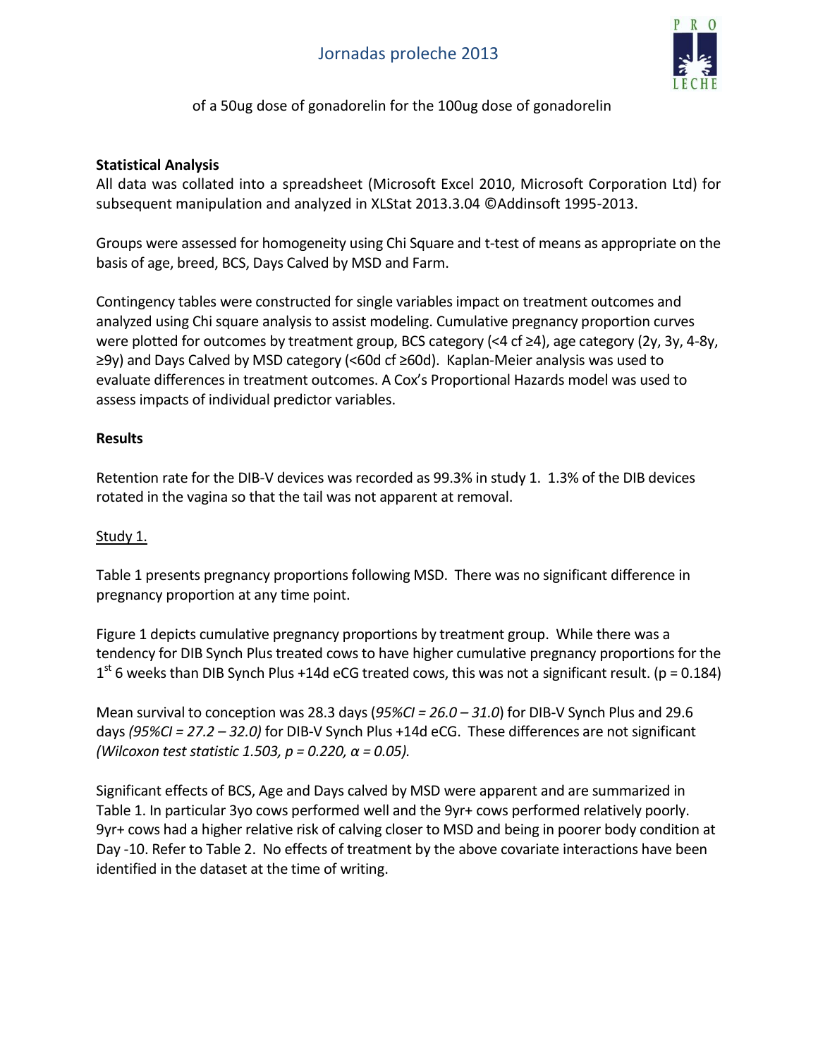of a 50ug dose of gonadorelin for the 100ug dose of gonadorelin

**Statistical Analysis**

All data was collated into a spreadsheet (Microsoft Excel 2010, Microsoft Corporation Ltd) for subsequent manipulation and analyzed in XLStat 2013.3.04 ©Addinsoft 1995-2013.

Groups were assessed for homogeneity using Chi Square and t-test of means as appropriate on the basis of age, breed, BCS, Days Calved by MSD and Farm.

Contingency tables were constructed for single variables impact on treatment outcomes and analyzed using Chi square analysis to assist modeling. Cumulative pregnancy proportion curves were plotted for outcomes by treatment group, BCS category (<4 cf ≥4), age category (2y, 3y, 4-8y, ≥9y) and Days Calved by MSD category (<60d cf ≥60d). Kaplan-Meier analysis was used to evaluate differences in treatment outcomes. A Cox's Proportional Hazards model was used to assess impacts of individual predictor variables.

**Results**

Retention rate for the DIB-V devices was recorded as 99.3% in study 1. 1.3% of the DIB devices rotated in the vagina so that the tail was not apparent at removal.

Study 1.

Table 1 presents pregnancy proportions following MSD. There was no significant difference in pregnancy proportion at any time point.

Figure 1 depicts cumulative pregnancy proportions by treatment group. While there was a tendency for DIB Synch Plus treated cows to have higher cumulative pregnancy proportions for the 1st 6 weeks than DIB Synch Plus +14d eCG treated cows, this was not a significant result. ($p = 0.184$)

Mean survival to conception was 28.3 days (*95%CI = 26.0 – 31.0*) for DIB-V Synch Plus and 29.6 days *(95%CI = 27.2 – 32.0)* for DIB-V Synch Plus +14d eCG. These differences are not significant *(Wilcoxon test statistic 1.503, $p = 0.220$, $\alpha = 0.05$).*

Significant effects of BCS, Age and Days calved by MSD were apparent and are summarized in Table 1. In particular 3yo cows performed well and the 9yr+ cows performed relatively poorly. 9yr+ cows had a higher relative risk of calving closer to MSD and being in poorer body condition at Day -10. Refer to Table 2. No effects of treatment by the above covariate interactions have been identified in the dataset at the time of writing.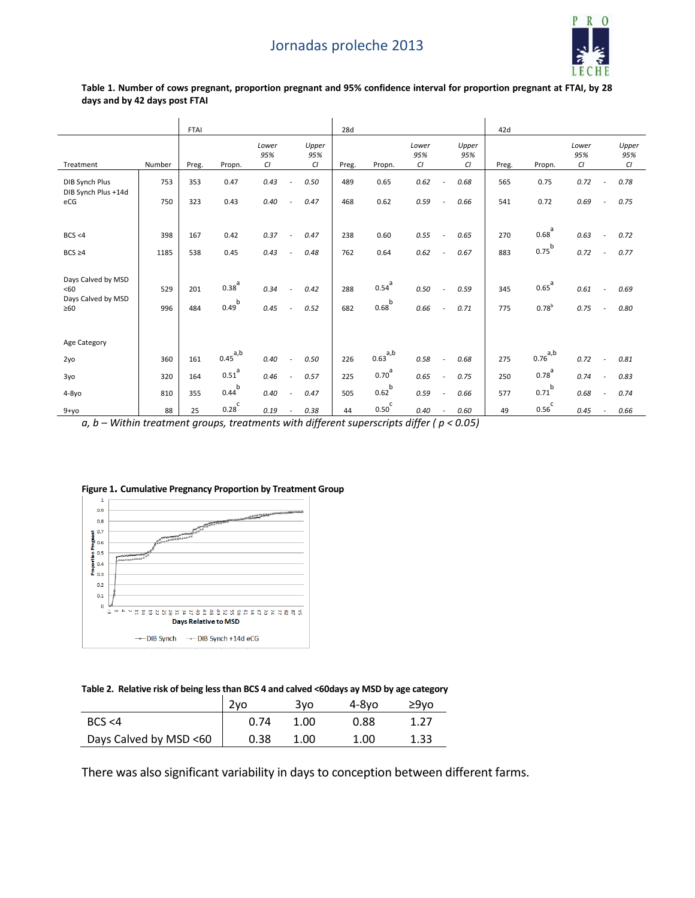**Table 1. Number of cows pregnant, proportion pregnant and 95% confidence interval for proportion pregnant at FTAI, by 28 days and by 42 days post FTAI**

| | | FTAI | | | | 28d | | | | 42d | | | |
|---|---|---|---|---|---|---|---|---|---|---|---|---|---|
| Treatment | Number | Preg. | Propn. | *Lower 95% CI* | *Upper 95% CI* | Preg. | Propn. | *Lower 95% CI* | *Upper 95% CI* | Preg. | Propn. | *Lower 95% CI* | *Upper 95% CI* |
| DIB Synch Plus | 753 | 353 | 0.47 | *0.43* | *0.50* | 489 | 0.65 | *0.62* | *0.68* | 565 | 0.75 | *0.72* | *0.78* |
| DIB Synch Plus +14d eCG | 750 | 323 | 0.43 | *0.40* | *0.47* | 468 | 0.62 | *0.59* | *0.66* | 541 | 0.72 | *0.69* | *0.75* |
| BCS <4 | 398 | 167 | 0.42 | *0.37* | *0.47* | 238 | 0.60 | *0.55* | *0.65* | 270 | 0.68[a] | *0.63* | *0.72* |
| BCS ≥4 | 1185 | 538 | 0.45 | *0.43* | *0.48* | 762 | 0.64 | *0.62* | *0.67* | 883 | 0.75[b] | *0.72* | *0.77* |
| Days Calved by MSD <60 | 529 | 201 | 0.38[a] | *0.34* | *0.42* | 288 | 0.54[a] | *0.50* | *0.59* | 345 | 0.65[a] | *0.61* | *0.69* |
| Days Calved by MSD ≥60 | 996 | 484 | 0.49[b] | *0.45* | *0.52* | 682 | 0.68[b] | *0.66* | *0.71* | 775 | 0.78[b] | *0.75* | *0.80* |
| Age Category | | | | | | | | | | | | | |
| 2yo | 360 | 161 | 0.45[a,b] | *0.40* | *0.50* | 226 | 0.63[a,b] | *0.58* | *0.68* | 275 | 0.76[a,b] | *0.72* | *0.81* |
| 3yo | 320 | 164 | 0.51[a] | *0.46* | *0.57* | 225 | 0.70[a] | *0.65* | *0.75* | 250 | 0.78[a] | *0.74* | *0.83* |
| 4-8yo | 810 | 355 | 0.44[b] | *0.40* | *0.47* | 505 | 0.62[b] | *0.59* | *0.66* | 577 | 0.71[b] | *0.68* | *0.74* |
| 9+yo | 88 | 25 | 0.28[c] | *0.19* | *0.38* | 44 | 0.50[c] | *0.40* | *0.60* | 49 | 0.56[c] | *0.45* | *0.66* |

*a, b – Within treatment groups, treatments with different superscripts differ ( $p < 0.05$)*

**Figure 1. Cumulative Pregnancy Proportion by Treatment Group**

**Table 2. Relative risk of being less than BCS 4 and calved <60days ay MSD by age category**

| | 2yo | 3yo | 4-8yo | ≥9yo |
|---|---|---|---|---|
| BCS <4 | 0.74 | 1.00 | 0.88 | 1.27 |
| Days Calved by MSD <60 | 0.38 | 1.00 | 1.00 | 1.33 |

There was also significant variability in days to conception between different farms.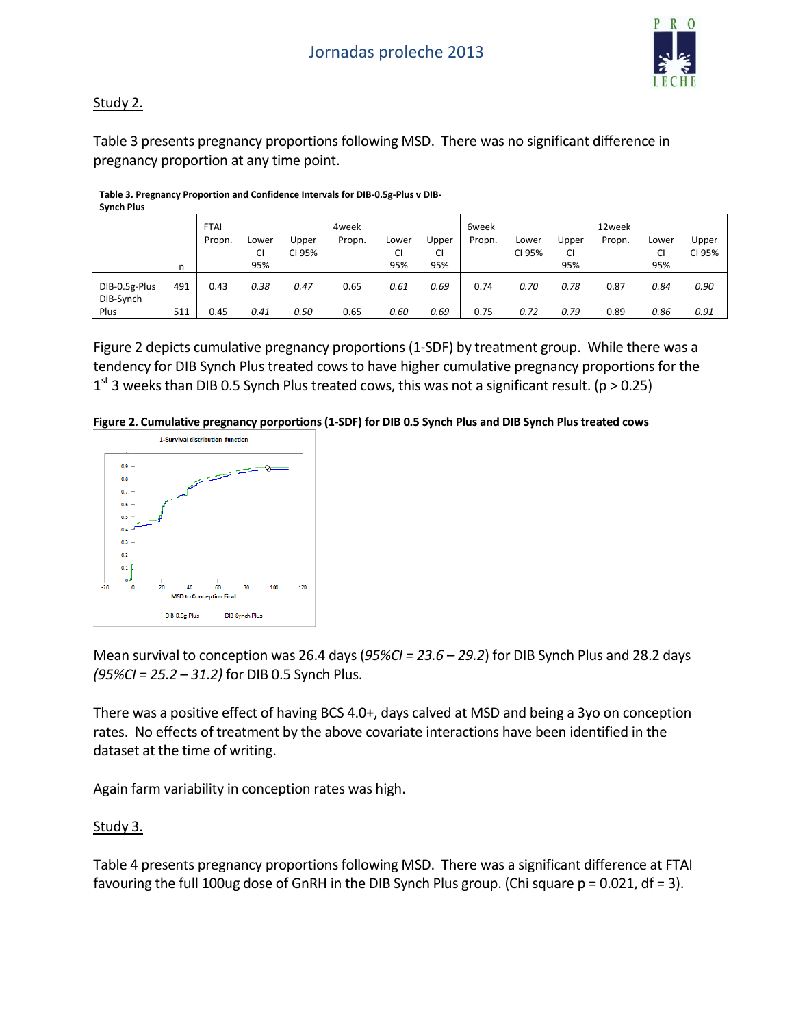Study 2.

Table 3 presents pregnancy proportions following MSD. There was no significant difference in pregnancy proportion at any time point.

**Table 3. Pregnancy Proportion and Confidence Intervals for DIB-0.5g-Plus v DIB-Synch Plus**

| | | FTAI | | | 4week | | | 6week | | | 12week | | |
|---|---|---|---|---|---|---|---|---|---|---|---|---|---|
| | n | Propn. | Lower CI 95% | Upper CI 95% | Propn. | Lower CI 95% | Upper CI 95% | Propn. | Lower CI 95% | Upper CI 95% | Propn. | Lower CI 95% | Upper CI 95% |
| DIB-0.5g-Plus | 491 | 0.43 | *0.38* | *0.47* | 0.65 | *0.61* | *0.69* | 0.74 | *0.70* | *0.78* | 0.87 | *0.84* | *0.90* |
| DIB-Synch Plus | 511 | 0.45 | *0.41* | *0.50* | 0.65 | *0.60* | *0.69* | 0.75 | *0.72* | *0.79* | 0.89 | *0.86* | *0.91* |

Figure 2 depicts cumulative pregnancy proportions (1-SDF) by treatment group. While there was a tendency for DIB Synch Plus treated cows to have higher cumulative pregnancy proportions for the 1st 3 weeks than DIB 0.5 Synch Plus treated cows, this was not a significant result. ($p > 0.25$)

**Figure 2. Cumulative pregnancy porportions (1-SDF) for DIB 0.5 Synch Plus and DIB Synch Plus treated cows**

Mean survival to conception was 26.4 days (*95%CI = 23.6 – 29.2*) for DIB Synch Plus and 28.2 days *(95%CI = 25.2 – 31.2)* for DIB 0.5 Synch Plus.

There was a positive effect of having BCS 4.0+, days calved at MSD and being a 3yo on conception rates. No effects of treatment by the above covariate interactions have been identified in the dataset at the time of writing.

Again farm variability in conception rates was high.

Study 3.

Table 4 presents pregnancy proportions following MSD. There was a significant difference at FTAI favouring the full 100ug dose of GnRH in the DIB Synch Plus group. (Chi square $p = 0.021$, $df = 3$).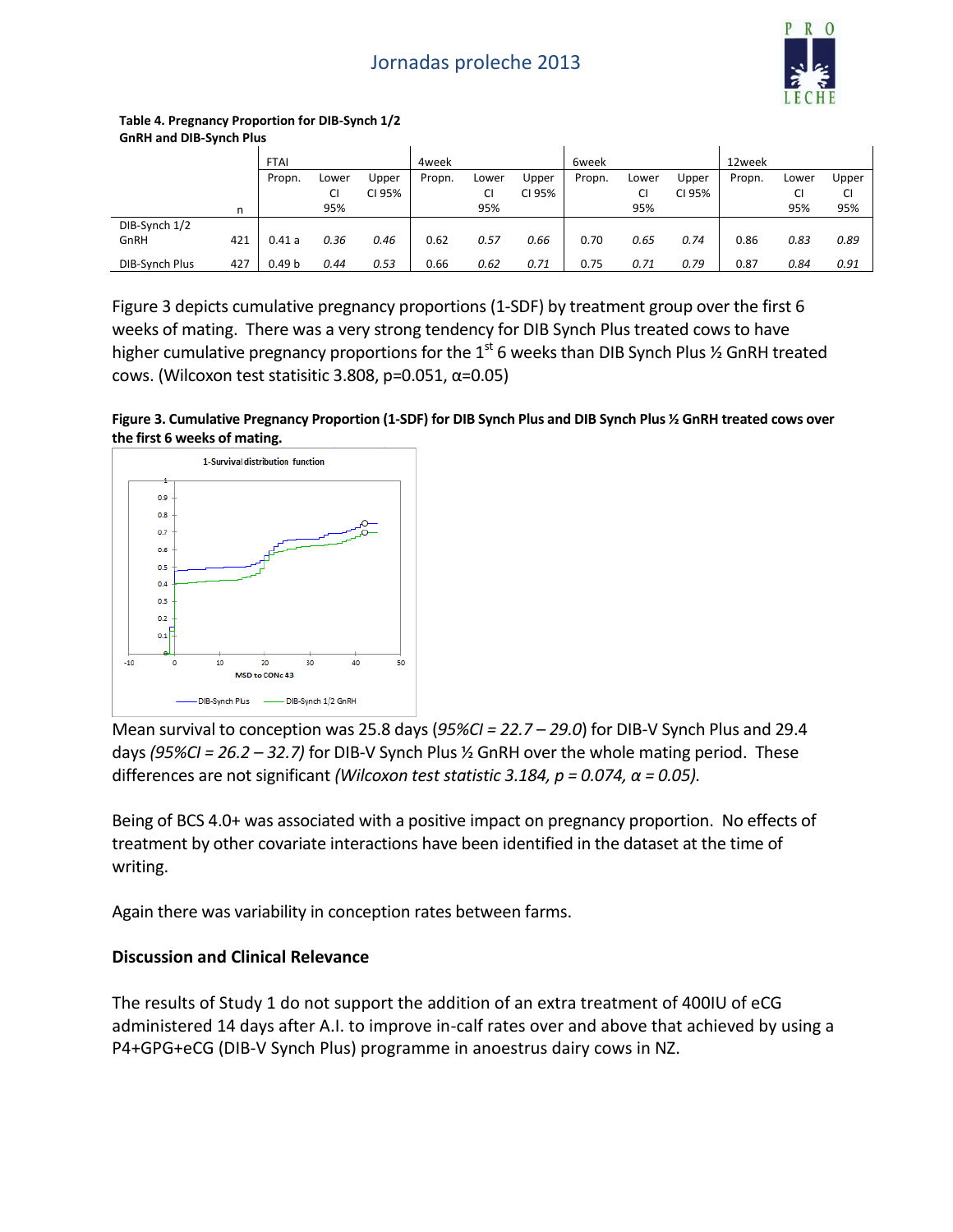**Table 4. Pregnancy Proportion for DIB-Synch 1/2 GnRH and DIB-Synch Plus**

| | | FTAI | | | 4week | | | 6week | | | 12week | | |
|---|---|---|---|---|---|---|---|---|---|---|---|---|---|
| | n | Propn. | Lower CI 95% | Upper CI 95% | Propn. | Lower CI 95% | Upper CI 95% | Propn. | Lower CI 95% | Upper CI 95% | Propn. | Lower CI 95% | Upper CI 95% |
| DIB-Synch 1/2 GnRH | 421 | 0.41 a | *0.36* | *0.46* | 0.62 | *0.57* | *0.66* | 0.70 | *0.65* | *0.74* | 0.86 | *0.83* | *0.89* |
| DIB-Synch Plus | 427 | 0.49 b | *0.44* | *0.53* | 0.66 | *0.62* | *0.71* | 0.75 | *0.71* | *0.79* | 0.87 | *0.84* | *0.91* |

Figure 3 depicts cumulative pregnancy proportions (1-SDF) by treatment group over the first 6 weeks of mating. There was a very strong tendency for DIB Synch Plus treated cows to have higher cumulative pregnancy proportions for the 1st 6 weeks than DIB Synch Plus ½ GnRH treated cows. (Wilcoxon test statisitic 3.808, p=0.051, α=0.05)

**Figure 3. Cumulative Pregnancy Proportion (1-SDF) for DIB Synch Plus and DIB Synch Plus ½ GnRH treated cows over the first 6 weeks of mating.**

Mean survival to conception was 25.8 days (*95%CI = 22.7 – 29.0*) for DIB-V Synch Plus and 29.4 days *(95%CI = 26.2 – 32.7)* for DIB-V Synch Plus ½ GnRH over the whole mating period. These differences are not significant *(Wilcoxon test statistic 3.184, p = 0.074, α = 0.05).*

Being of BCS 4.0+ was associated with a positive impact on pregnancy proportion. No effects of treatment by other covariate interactions have been identified in the dataset at the time of writing.

Again there was variability in conception rates between farms.

### Discussion and Clinical Relevance

The results of Study 1 do not support the addition of an extra treatment of 400IU of eCG administered 14 days after A.I. to improve in-calf rates over and above that achieved by using a P4+GPG+eCG (DIB-V Synch Plus) programme in anoestrus dairy cows in NZ.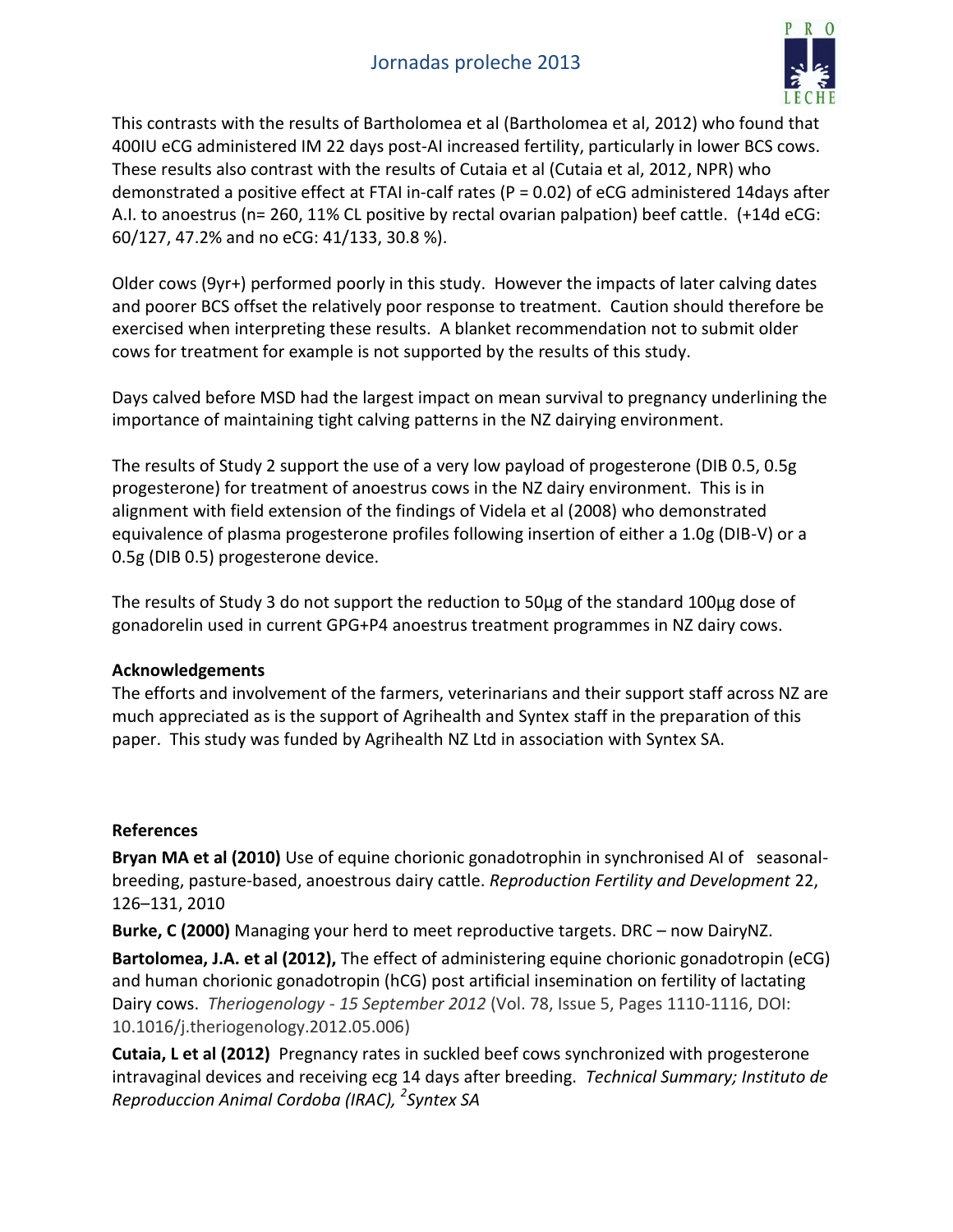This contrasts with the results of Bartholomea et al (Bartholomea et al, 2012) who found that 400IU eCG administered IM 22 days post-AI increased fertility, particularly in lower BCS cows. These results also contrast with the results of Cutaia et al (Cutaia et al, 2012, NPR) who demonstrated a positive effect at FTAI in-calf rates (P = 0.02) of eCG administered 14days after A.I. to anoestrus (n= 260, 11% CL positive by rectal ovarian palpation) beef cattle. (+14d eCG: 60/127, 47.2% and no eCG: 41/133, 30.8 %).

Older cows (9yr+) performed poorly in this study. However the impacts of later calving dates and poorer BCS offset the relatively poor response to treatment. Caution should therefore be exercised when interpreting these results. A blanket recommendation not to submit older cows for treatment for example is not supported by the results of this study.

Days calved before MSD had the largest impact on mean survival to pregnancy underlining the importance of maintaining tight calving patterns in the NZ dairying environment.

The results of Study 2 support the use of a very low payload of progesterone (DIB 0.5, 0.5g progesterone) for treatment of anoestrus cows in the NZ dairy environment. This is in alignment with field extension of the findings of Videla et al (2008) who demonstrated equivalence of plasma progesterone profiles following insertion of either a 1.0g (DIB-V) or a 0.5g (DIB 0.5) progesterone device.

The results of Study 3 do not support the reduction to 50µg of the standard 100µg dose of gonadorelin used in current GPG+P4 anoestrus treatment programmes in NZ dairy cows.

**Acknowledgements**

The efforts and involvement of the farmers, veterinarians and their support staff across NZ are much appreciated as is the support of Agrihealth and Syntex staff in the preparation of this paper. This study was funded by Agrihealth NZ Ltd in association with Syntex SA.

**References**

**Bryan MA et al (2010)** Use of equine chorionic gonadotrophin in synchronised AI of seasonal-breeding, pasture-based, anoestrous dairy cattle. *Reproduction Fertility and Development* 22, 126–131, 2010

**Burke, C (2000)** Managing your herd to meet reproductive targets. DRC – now DairyNZ.

**Bartolomea, J.A. et al (2012),** The effect of administering equine chorionic gonadotropin (eCG) and human chorionic gonadotropin (hCG) post artificial insemination on fertility of lactating Dairy cows. *Theriogenology - 15 September 2012* (Vol. 78, Issue 5, Pages 1110-1116, DOI: 10.1016/j.theriogenology.2012.05.006)

**Cutaia, L et al (2012)** Pregnancy rates in suckled beef cows synchronized with progesterone intravaginal devices and receiving ecg 14 days after breeding. *Technical Summary; Instituto de Reproduccion Animal Cordoba (IRAC), [2]Syntex SA*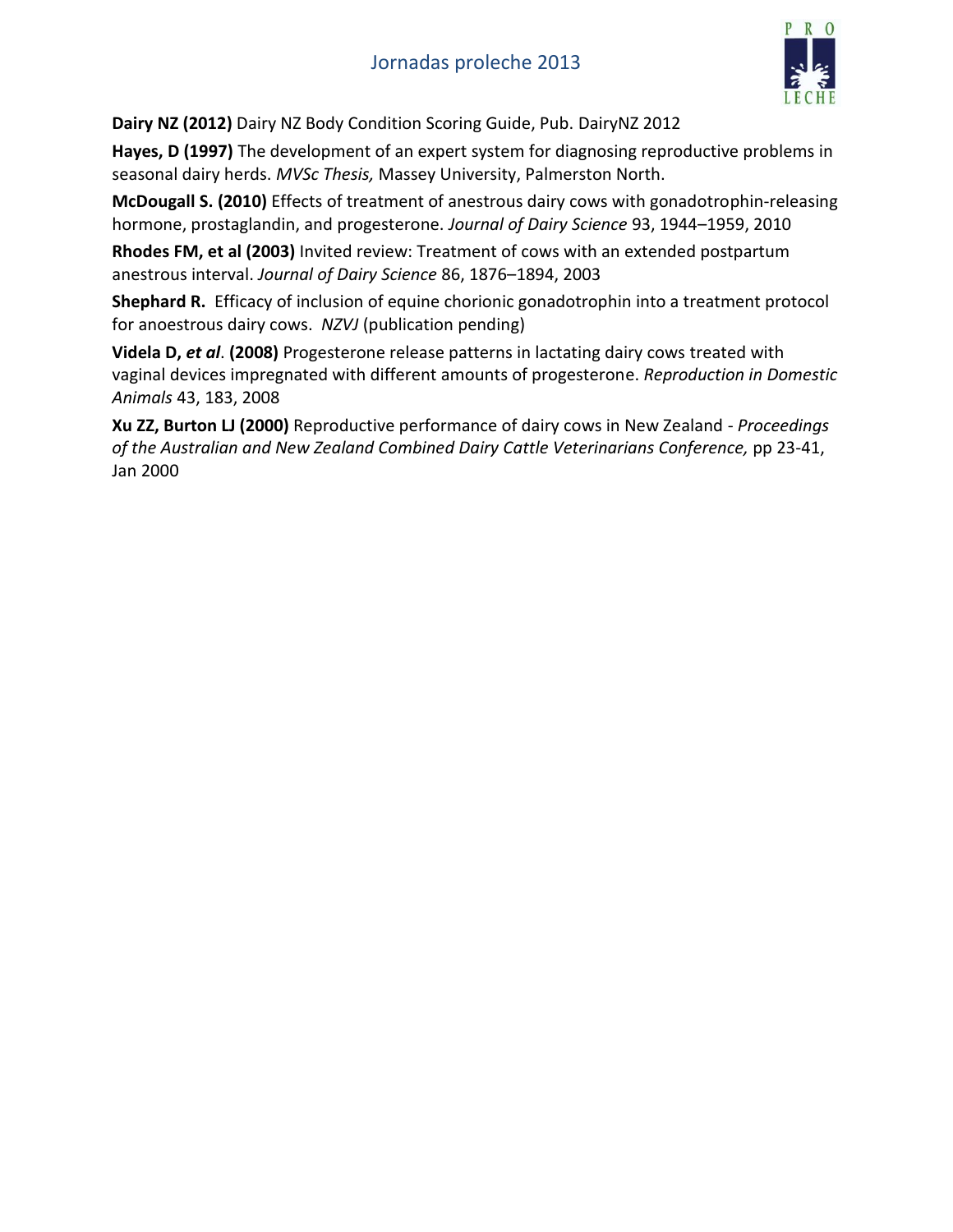**Dairy NZ (2012)** Dairy NZ Body Condition Scoring Guide, Pub. DairyNZ 2012

**Hayes, D (1997)** The development of an expert system for diagnosing reproductive problems in seasonal dairy herds. *MVSc Thesis,* Massey University, Palmerston North.

**McDougall S. (2010)** Effects of treatment of anestrous dairy cows with gonadotrophin-releasing hormone, prostaglandin, and progesterone. *Journal of Dairy Science* 93, 1944–1959, 2010

**Rhodes FM, et al (2003)** Invited review: Treatment of cows with an extended postpartum anestrous interval. *Journal of Dairy Science* 86, 1876–1894, 2003

**Shephard R.** Efficacy of inclusion of equine chorionic gonadotrophin into a treatment protocol for anoestrous dairy cows. *NZVJ* (publication pending)

**Videla D, *et al*. (2008)** Progesterone release patterns in lactating dairy cows treated with vaginal devices impregnated with different amounts of progesterone. *Reproduction in Domestic Animals* 43, 183, 2008

**Xu ZZ, Burton LJ (2000)** Reproductive performance of dairy cows in New Zealand - *Proceedings of the Australian and New Zealand Combined Dairy Cattle Veterinarians Conference,* pp 23-41, Jan 2000